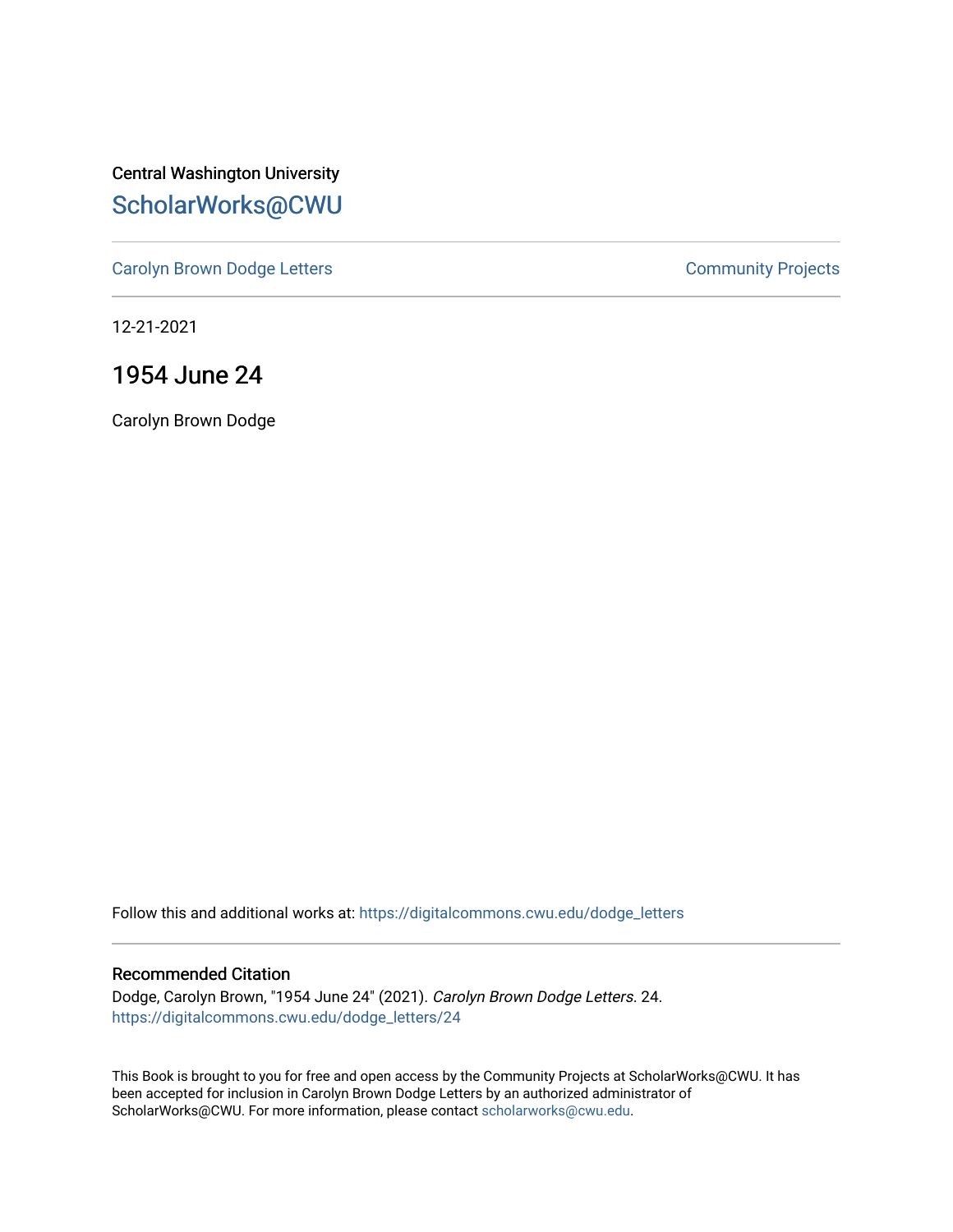Central Washington University

## ScholarWorks@CWU

Carolyn Brown Dodge Letters

Community Projects

12-21-2021

# 1954 June 24

Carolyn Brown Dodge

Follow this and additional works at: https://digitalcommons.cwu.edu/dodge_letters

### Recommended Citation

Dodge, Carolyn Brown, "1954 June 24" (2021). *Carolyn Brown Dodge Letters*. 24.
https://digitalcommons.cwu.edu/dodge_letters/24

This Book is brought to you for free and open access by the Community Projects at ScholarWorks@CWU. It has been accepted for inclusion in Carolyn Brown Dodge Letters by an authorized administrator of ScholarWorks@CWU. For more information, please contact scholarworks@cwu.edu.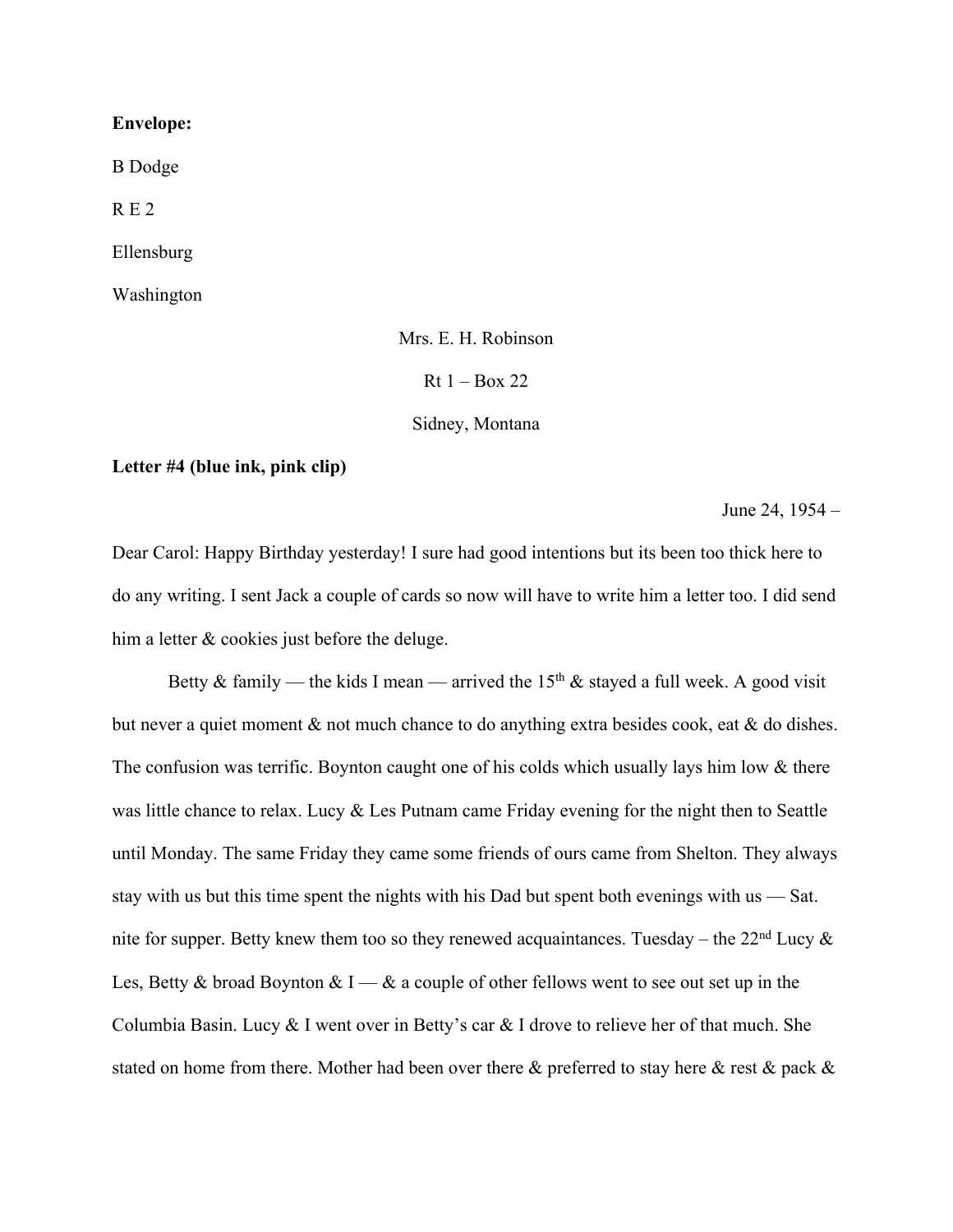**Envelope:**

B Dodge

R E 2

Ellensburg

Washington

Mrs. E. H. Robinson

Rt 1 – Box 22

Sidney, Montana

**Letter #4 (blue ink, pink clip)**

June 24, 1954 –

Dear Carol: Happy Birthday yesterday! I sure had good intentions but its been too thick here to do any writing. I sent Jack a couple of cards so now will have to write him a letter too. I did send him a letter & cookies just before the deluge.

Betty & family — the kids I mean — arrived the 15th & stayed a full week. A good visit but never a quiet moment & not much chance to do anything extra besides cook, eat & do dishes. The confusion was terrific. Boynton caught one of his colds which usually lays him low & there was little chance to relax. Lucy & Les Putnam came Friday evening for the night then to Seattle until Monday. The same Friday they came some friends of ours came from Shelton. They always stay with us but this time spent the nights with his Dad but spent both evenings with us — Sat. nite for supper. Betty knew them too so they renewed acquaintances. Tuesday – the 22nd Lucy & Les, Betty & broad Boynton & I — & a couple of other fellows went to see out set up in the Columbia Basin. Lucy & I went over in Betty's car & I drove to relieve her of that much. She stated on home from there. Mother had been over there & preferred to stay here & rest & pack &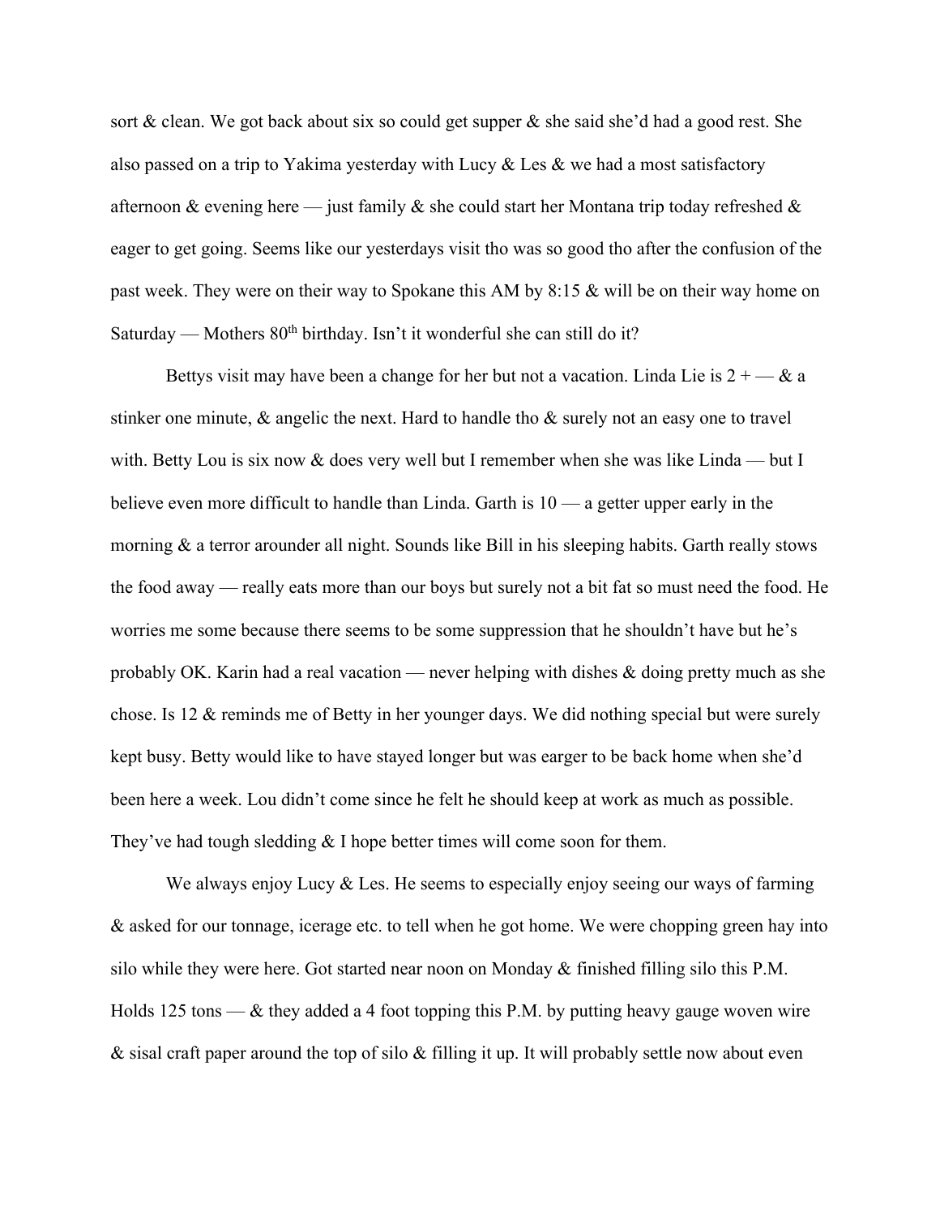sort & clean. We got back about six so could get supper & she said she'd had a good rest. She also passed on a trip to Yakima yesterday with Lucy & Les & we had a most satisfactory afternoon & evening here — just family & she could start her Montana trip today refreshed & eager to get going. Seems like our yesterdays visit tho was so good tho after the confusion of the past week. They were on their way to Spokane this AM by 8:15 & will be on their way home on Saturday — Mothers 80th birthday. Isn't it wonderful she can still do it?

Bettys visit may have been a change for her but not a vacation. Linda Lie is 2 + — & a stinker one minute, & angelic the next. Hard to handle tho & surely not an easy one to travel with. Betty Lou is six now & does very well but I remember when she was like Linda — but I believe even more difficult to handle than Linda. Garth is 10 — a getter upper early in the morning & a terror arounder all night. Sounds like Bill in his sleeping habits. Garth really stows the food away — really eats more than our boys but surely not a bit fat so must need the food. He worries me some because there seems to be some suppression that he shouldn't have but he's probably OK. Karin had a real vacation — never helping with dishes & doing pretty much as she chose. Is 12 & reminds me of Betty in her younger days. We did nothing special but were surely kept busy. Betty would like to have stayed longer but was earger to be back home when she'd been here a week. Lou didn't come since he felt he should keep at work as much as possible. They've had tough sledding & I hope better times will come soon for them.

We always enjoy Lucy & Les. He seems to especially enjoy seeing our ways of farming & asked for our tonnage, icerage etc. to tell when he got home. We were chopping green hay into silo while they were here. Got started near noon on Monday & finished filling silo this P.M. Holds 125 tons — & they added a 4 foot topping this P.M. by putting heavy gauge woven wire & sisal craft paper around the top of silo & filling it up. It will probably settle now about even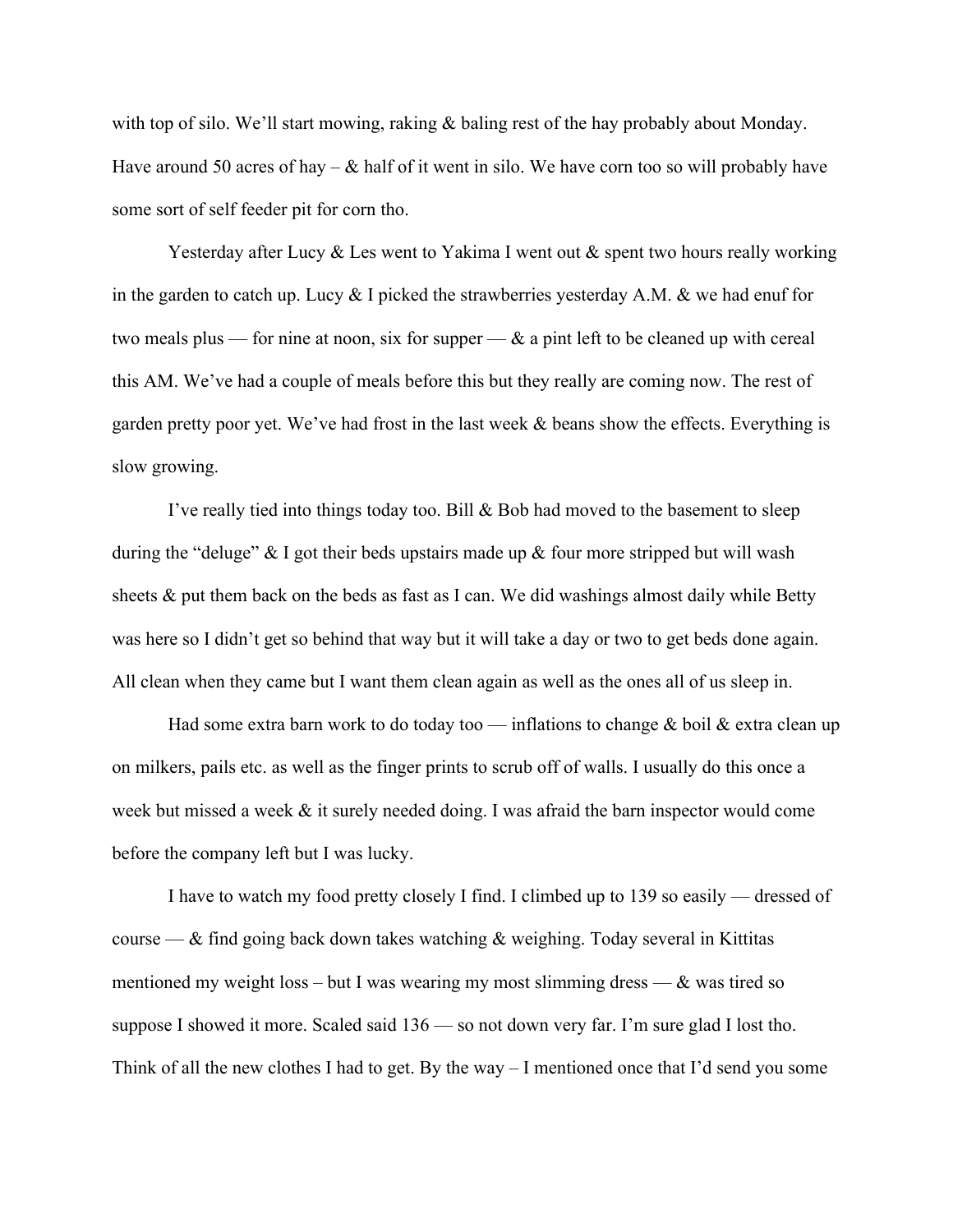with top of silo. We'll start mowing, raking & baling rest of the hay probably about Monday. Have around 50 acres of hay – & half of it went in silo. We have corn too so will probably have some sort of self feeder pit for corn tho.

Yesterday after Lucy & Les went to Yakima I went out & spent two hours really working in the garden to catch up. Lucy & I picked the strawberries yesterday A.M. & we had enuf for two meals plus — for nine at noon, six for supper — & a pint left to be cleaned up with cereal this AM. We've had a couple of meals before this but they really are coming now. The rest of garden pretty poor yet. We've had frost in the last week & beans show the effects. Everything is slow growing.

I've really tied into things today too. Bill & Bob had moved to the basement to sleep during the "deluge" & I got their beds upstairs made up & four more stripped but will wash sheets & put them back on the beds as fast as I can. We did washings almost daily while Betty was here so I didn't get so behind that way but it will take a day or two to get beds done again. All clean when they came but I want them clean again as well as the ones all of us sleep in.

Had some extra barn work to do today too — inflations to change & boil & extra clean up on milkers, pails etc. as well as the finger prints to scrub off of walls. I usually do this once a week but missed a week & it surely needed doing. I was afraid the barn inspector would come before the company left but I was lucky.

I have to watch my food pretty closely I find. I climbed up to 139 so easily — dressed of course — & find going back down takes watching & weighing. Today several in Kittitas mentioned my weight loss – but I was wearing my most slimming dress — & was tired so suppose I showed it more. Scaled said 136 — so not down very far. I'm sure glad I lost tho. Think of all the new clothes I had to get. By the way – I mentioned once that I'd send you some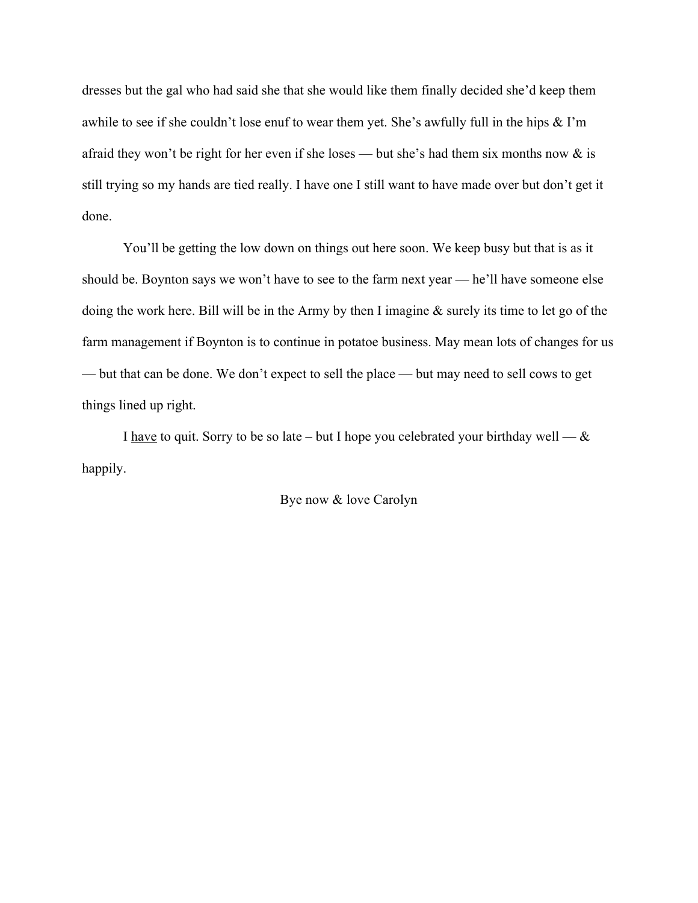dresses but the gal who had said she that she would like them finally decided she'd keep them awhile to see if she couldn't lose enuf to wear them yet. She's awfully full in the hips & I'm afraid they won't be right for her even if she loses — but she's had them six months now & is still trying so my hands are tied really. I have one I still want to have made over but don't get it done.

You'll be getting the low down on things out here soon. We keep busy but that is as it should be. Boynton says we won't have to see to the farm next year — he'll have someone else doing the work here. Bill will be in the Army by then I imagine & surely its time to let go of the farm management if Boynton is to continue in potatoe business. May mean lots of changes for us — but that can be done. We don't expect to sell the place — but may need to sell cows to get things lined up right.

I <u>have</u> to quit. Sorry to be so late – but I hope you celebrated your birthday well — & happily.

Bye now & love Carolyn